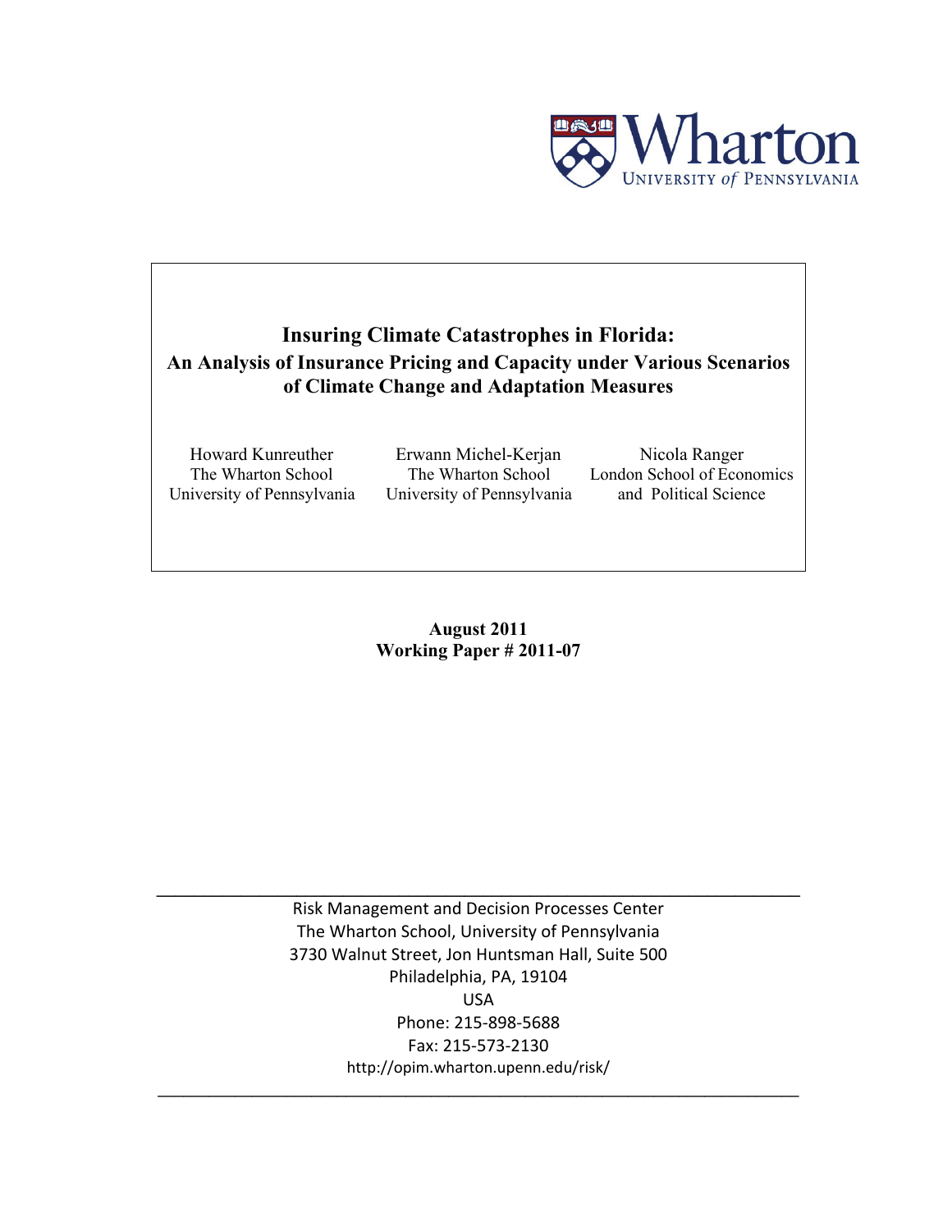Wharton
UNIVERSITY *of* PENNSYLVANIA

# Insuring Climate Catastrophes in Florida:

## An Analysis of Insurance Pricing and Capacity under Various Scenarios of Climate Change and Adaptation Measures

| Howard Kunreuther | Erwann Michel-Kerjan | Nicola Ranger |
|---|---|---|
| The Wharton School | The Wharton School | London School of Economics |
| University of Pennsylvania | University of Pennsylvania | and Political Science |

**August 2011**
**Working Paper # 2011-07**

---

Risk Management and Decision Processes Center
The Wharton School, University of Pennsylvania
3730 Walnut Street, Jon Huntsman Hall, Suite 500
Philadelphia, PA, 19104
USA
Phone: 215-898-5688
Fax: 215-573-2130
http://opim.wharton.upenn.edu/risk/

---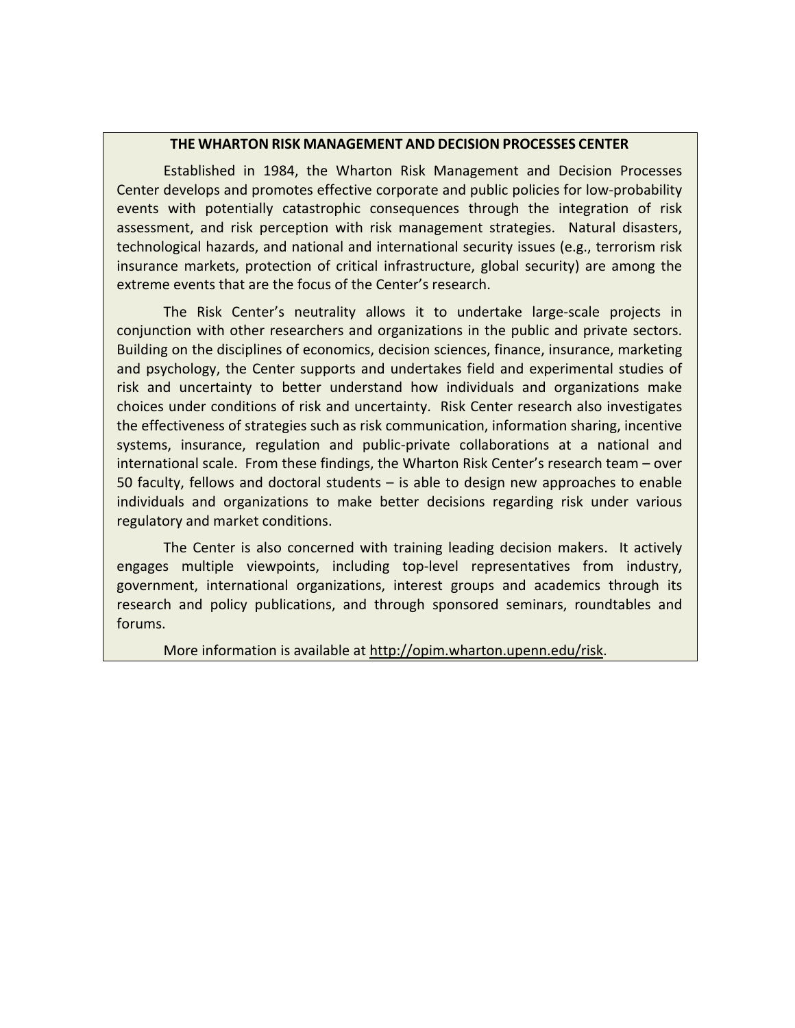## THE WHARTON RISK MANAGEMENT AND DECISION PROCESSES CENTER

Established in 1984, the Wharton Risk Management and Decision Processes Center develops and promotes effective corporate and public policies for low-probability events with potentially catastrophic consequences through the integration of risk assessment, and risk perception with risk management strategies. Natural disasters, technological hazards, and national and international security issues (e.g., terrorism risk insurance markets, protection of critical infrastructure, global security) are among the extreme events that are the focus of the Center's research.

The Risk Center's neutrality allows it to undertake large-scale projects in conjunction with other researchers and organizations in the public and private sectors. Building on the disciplines of economics, decision sciences, finance, insurance, marketing and psychology, the Center supports and undertakes field and experimental studies of risk and uncertainty to better understand how individuals and organizations make choices under conditions of risk and uncertainty. Risk Center research also investigates the effectiveness of strategies such as risk communication, information sharing, incentive systems, insurance, regulation and public-private collaborations at a national and international scale. From these findings, the Wharton Risk Center's research team – over 50 faculty, fellows and doctoral students – is able to design new approaches to enable individuals and organizations to make better decisions regarding risk under various regulatory and market conditions.

The Center is also concerned with training leading decision makers. It actively engages multiple viewpoints, including top-level representatives from industry, government, international organizations, interest groups and academics through its research and policy publications, and through sponsored seminars, roundtables and forums.

More information is available at http://opim.wharton.upenn.edu/risk.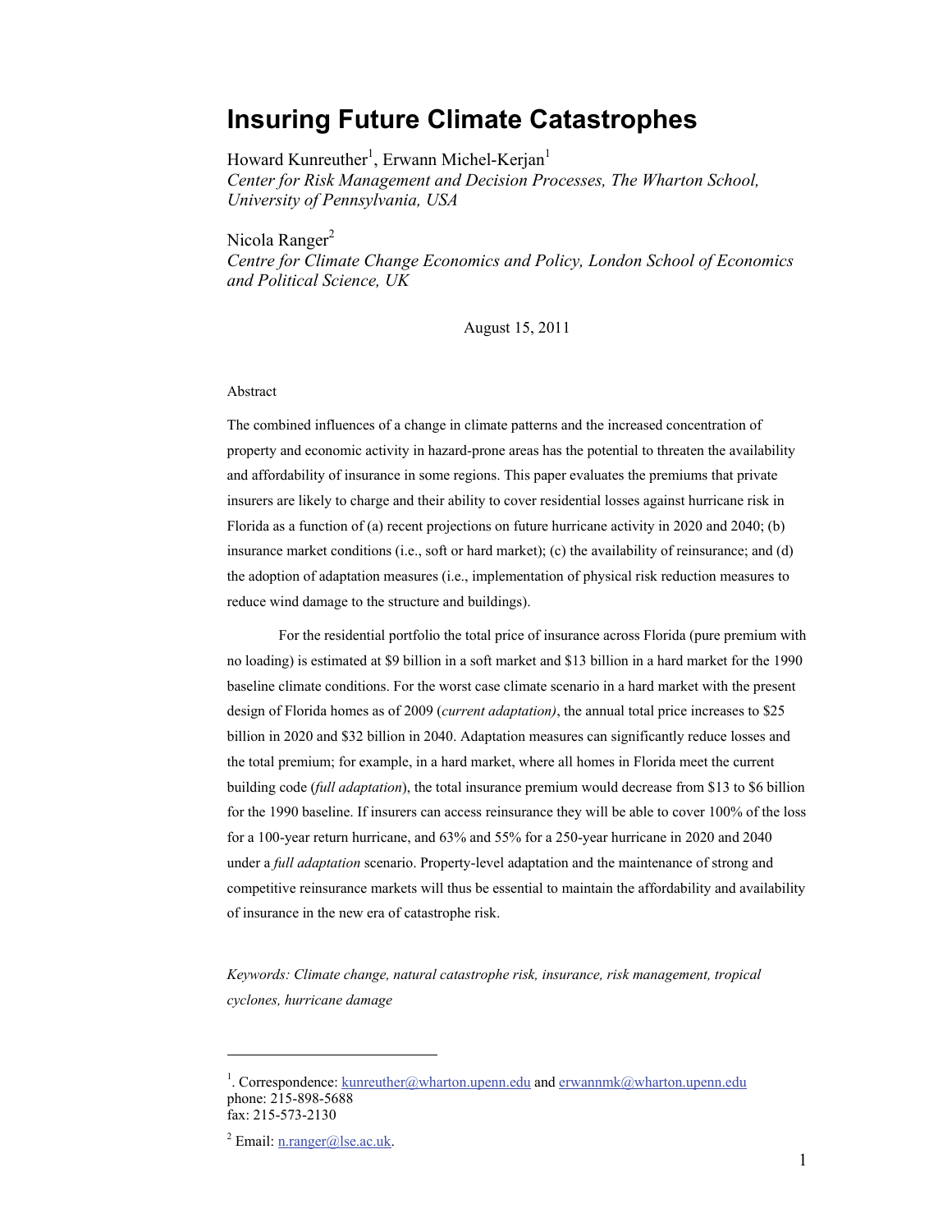# Insuring Future Climate Catastrophes

Howard Kunreuther[1], Erwann Michel-Kerjan[1]

*Center for Risk Management and Decision Processes, The Wharton School, University of Pennsylvania, USA*

Nicola Ranger[2]

*Centre for Climate Change Economics and Policy, London School of Economics and Political Science, UK*

August 15, 2011

Abstract

The combined influences of a change in climate patterns and the increased concentration of property and economic activity in hazard-prone areas has the potential to threaten the availability and affordability of insurance in some regions. This paper evaluates the premiums that private insurers are likely to charge and their ability to cover residential losses against hurricane risk in Florida as a function of (a) recent projections on future hurricane activity in 2020 and 2040; (b) insurance market conditions (i.e., soft or hard market); (c) the availability of reinsurance; and (d) the adoption of adaptation measures (i.e., implementation of physical risk reduction measures to reduce wind damage to the structure and buildings).

For the residential portfolio the total price of insurance across Florida (pure premium with no loading) is estimated at $9 billion in a soft market and $13 billion in a hard market for the 1990 baseline climate conditions. For the worst case climate scenario in a hard market with the present design of Florida homes as of 2009 (*current adaptation)*, the annual total price increases to $25 billion in 2020 and $32 billion in 2040. Adaptation measures can significantly reduce losses and the total premium; for example, in a hard market, where all homes in Florida meet the current building code (*full adaptation*), the total insurance premium would decrease from $13 to $6 billion for the 1990 baseline. If insurers can access reinsurance they will be able to cover 100% of the loss for a 100-year return hurricane, and 63% and 55% for a 250-year hurricane in 2020 and 2040 under a *full adaptation* scenario. Property-level adaptation and the maintenance of strong and competitive reinsurance markets will thus be essential to maintain the affordability and availability of insurance in the new era of catastrophe risk.

*Keywords: Climate change, natural catastrophe risk, insurance, risk management, tropical cyclones, hurricane damage*

---

[1]. Correspondence: kunreuther@wharton.upenn.edu and erwannmk@wharton.upenn.edu
phone: 215-898-5688
fax: 215-573-2130

[2] Email: n.ranger@lse.ac.uk.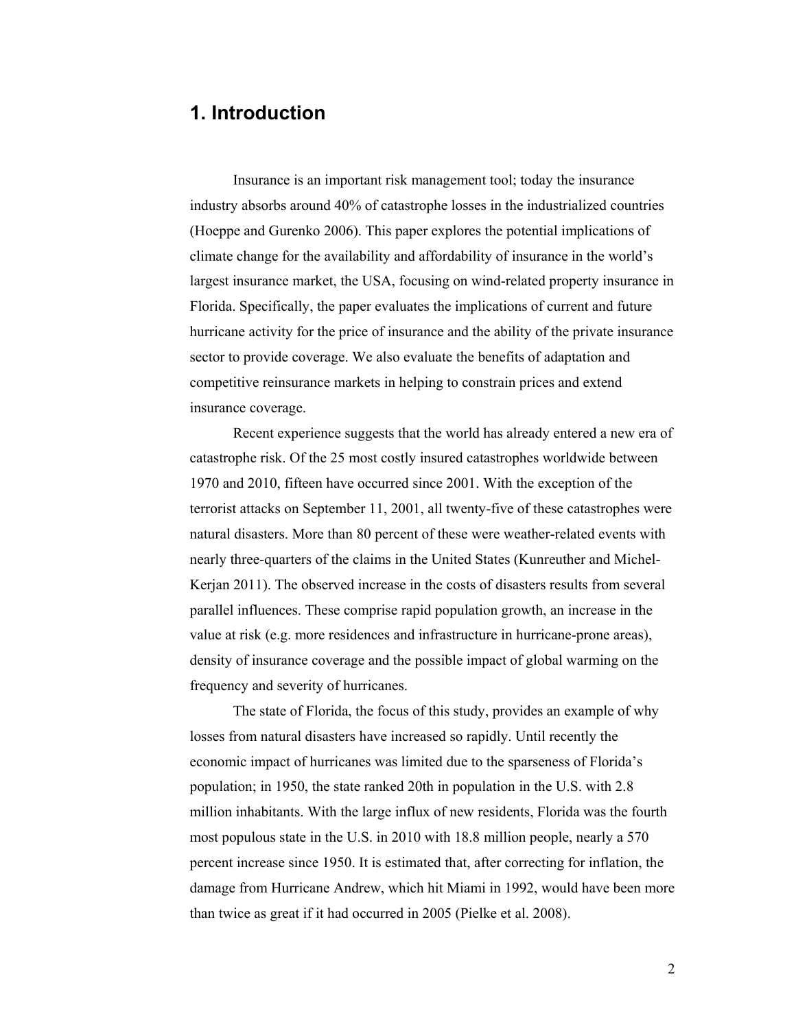# 1. Introduction

Insurance is an important risk management tool; today the insurance industry absorbs around 40% of catastrophe losses in the industrialized countries (Hoeppe and Gurenko 2006). This paper explores the potential implications of climate change for the availability and affordability of insurance in the world's largest insurance market, the USA, focusing on wind-related property insurance in Florida. Specifically, the paper evaluates the implications of current and future hurricane activity for the price of insurance and the ability of the private insurance sector to provide coverage. We also evaluate the benefits of adaptation and competitive reinsurance markets in helping to constrain prices and extend insurance coverage.

Recent experience suggests that the world has already entered a new era of catastrophe risk. Of the 25 most costly insured catastrophes worldwide between 1970 and 2010, fifteen have occurred since 2001. With the exception of the terrorist attacks on September 11, 2001, all twenty-five of these catastrophes were natural disasters. More than 80 percent of these were weather-related events with nearly three-quarters of the claims in the United States (Kunreuther and Michel-Kerjan 2011). The observed increase in the costs of disasters results from several parallel influences. These comprise rapid population growth, an increase in the value at risk (e.g. more residences and infrastructure in hurricane-prone areas), density of insurance coverage and the possible impact of global warming on the frequency and severity of hurricanes.

The state of Florida, the focus of this study, provides an example of why losses from natural disasters have increased so rapidly. Until recently the economic impact of hurricanes was limited due to the sparseness of Florida's population; in 1950, the state ranked 20th in population in the U.S. with 2.8 million inhabitants. With the large influx of new residents, Florida was the fourth most populous state in the U.S. in 2010 with 18.8 million people, nearly a 570 percent increase since 1950. It is estimated that, after correcting for inflation, the damage from Hurricane Andrew, which hit Miami in 1992, would have been more than twice as great if it had occurred in 2005 (Pielke et al. 2008).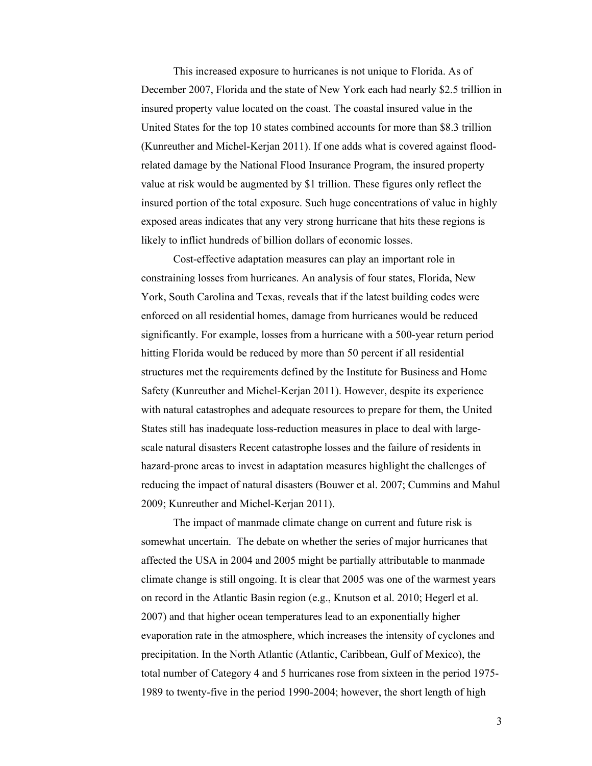This increased exposure to hurricanes is not unique to Florida. As of December 2007, Florida and the state of New York each had nearly $2.5 trillion in insured property value located on the coast. The coastal insured value in the United States for the top 10 states combined accounts for more than $8.3 trillion (Kunreuther and Michel-Kerjan 2011). If one adds what is covered against flood-related damage by the National Flood Insurance Program, the insured property value at risk would be augmented by $1 trillion. These figures only reflect the insured portion of the total exposure. Such huge concentrations of value in highly exposed areas indicates that any very strong hurricane that hits these regions is likely to inflict hundreds of billion dollars of economic losses.

Cost-effective adaptation measures can play an important role in constraining losses from hurricanes. An analysis of four states, Florida, New York, South Carolina and Texas, reveals that if the latest building codes were enforced on all residential homes, damage from hurricanes would be reduced significantly. For example, losses from a hurricane with a 500-year return period hitting Florida would be reduced by more than 50 percent if all residential structures met the requirements defined by the Institute for Business and Home Safety (Kunreuther and Michel-Kerjan 2011). However, despite its experience with natural catastrophes and adequate resources to prepare for them, the United States still has inadequate loss-reduction measures in place to deal with large-scale natural disasters Recent catastrophe losses and the failure of residents in hazard-prone areas to invest in adaptation measures highlight the challenges of reducing the impact of natural disasters (Bouwer et al. 2007; Cummins and Mahul 2009; Kunreuther and Michel-Kerjan 2011).

The impact of manmade climate change on current and future risk is somewhat uncertain. The debate on whether the series of major hurricanes that affected the USA in 2004 and 2005 might be partially attributable to manmade climate change is still ongoing. It is clear that 2005 was one of the warmest years on record in the Atlantic Basin region (e.g., Knutson et al. 2010; Hegerl et al. 2007) and that higher ocean temperatures lead to an exponentially higher evaporation rate in the atmosphere, which increases the intensity of cyclones and precipitation. In the North Atlantic (Atlantic, Caribbean, Gulf of Mexico), the total number of Category 4 and 5 hurricanes rose from sixteen in the period 1975-1989 to twenty-five in the period 1990-2004; however, the short length of high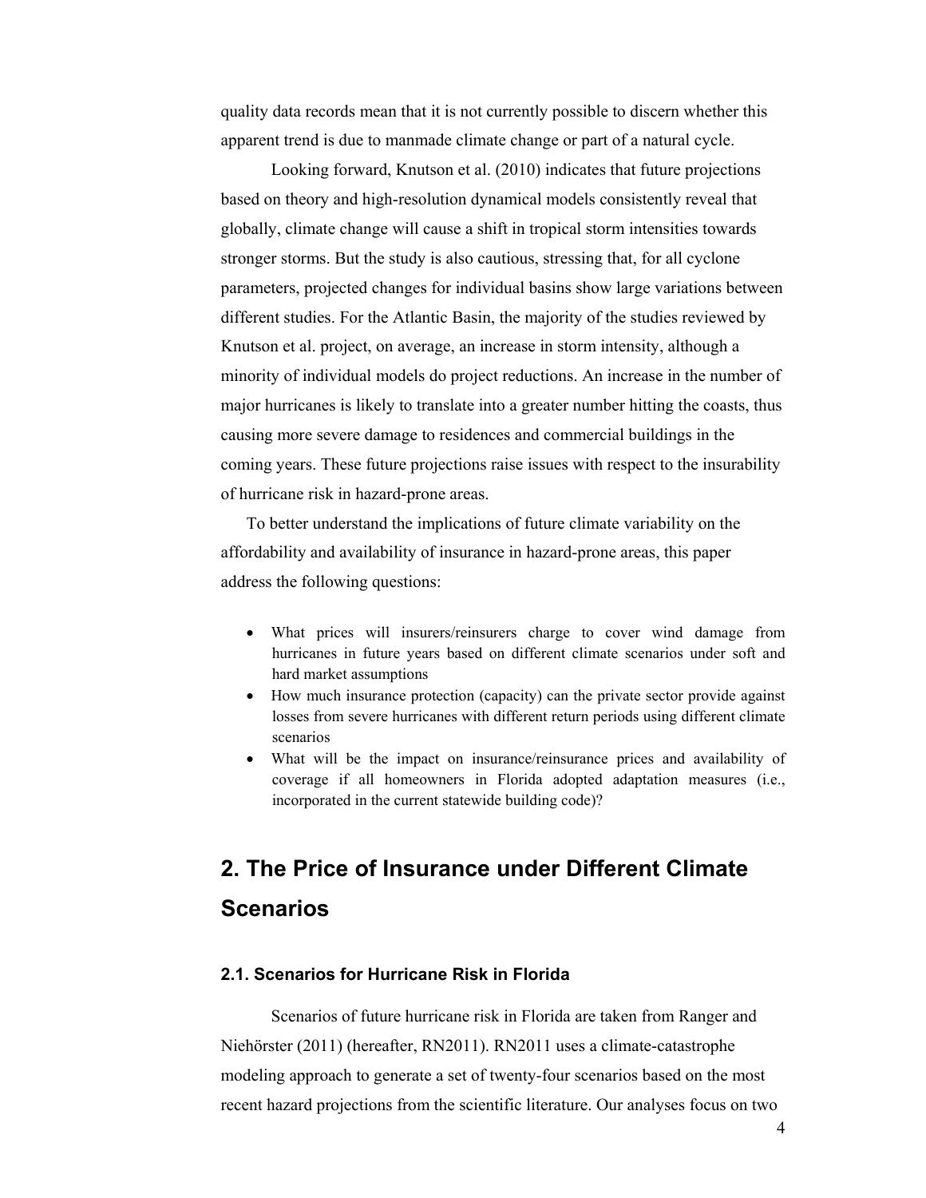quality data records mean that it is not currently possible to discern whether this apparent trend is due to manmade climate change or part of a natural cycle.

Looking forward, Knutson et al. (2010) indicates that future projections based on theory and high-resolution dynamical models consistently reveal that globally, climate change will cause a shift in tropical storm intensities towards stronger storms. But the study is also cautious, stressing that, for all cyclone parameters, projected changes for individual basins show large variations between different studies. For the Atlantic Basin, the majority of the studies reviewed by Knutson et al. project, on average, an increase in storm intensity, although a minority of individual models do project reductions. An increase in the number of major hurricanes is likely to translate into a greater number hitting the coasts, thus causing more severe damage to residences and commercial buildings in the coming years. These future projections raise issues with respect to the insurability of hurricane risk in hazard-prone areas.

To better understand the implications of future climate variability on the affordability and availability of insurance in hazard-prone areas, this paper address the following questions:

- What prices will insurers/reinsurers charge to cover wind damage from hurricanes in future years based on different climate scenarios under soft and hard market assumptions
- How much insurance protection (capacity) can the private sector provide against losses from severe hurricanes with different return periods using different climate scenarios
- What will be the impact on insurance/reinsurance prices and availability of coverage if all homeowners in Florida adopted adaptation measures (i.e., incorporated in the current statewide building code)?

## 2. The Price of Insurance under Different Climate Scenarios

### 2.1. Scenarios for Hurricane Risk in Florida

Scenarios of future hurricane risk in Florida are taken from Ranger and Niehörster (2011) (hereafter, RN2011). RN2011 uses a climate-catastrophe modeling approach to generate a set of twenty-four scenarios based on the most recent hazard projections from the scientific literature. Our analyses focus on two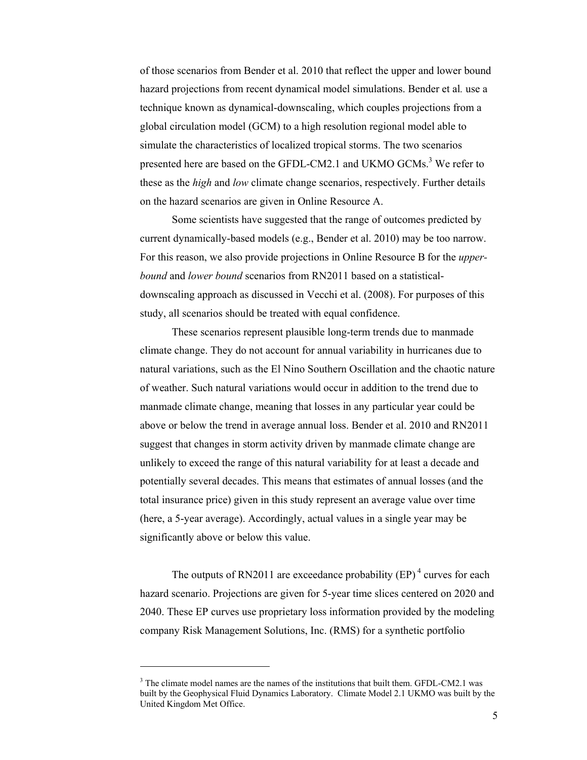of those scenarios from Bender et al. 2010 that reflect the upper and lower bound hazard projections from recent dynamical model simulations. Bender et al*.* use a technique known as dynamical-downscaling, which couples projections from a global circulation model (GCM) to a high resolution regional model able to simulate the characteristics of localized tropical storms. The two scenarios presented here are based on the GFDL-CM2.1 and UKMO GCMs.[3] We refer to these as the *high* and *low* climate change scenarios, respectively. Further details on the hazard scenarios are given in Online Resource A.

Some scientists have suggested that the range of outcomes predicted by current dynamically-based models (e.g., Bender et al. 2010) may be too narrow. For this reason, we also provide projections in Online Resource B for the *upper-bound* and *lower bound* scenarios from RN2011 based on a statistical-downscaling approach as discussed in Vecchi et al. (2008). For purposes of this study, all scenarios should be treated with equal confidence.

These scenarios represent plausible long-term trends due to manmade climate change. They do not account for annual variability in hurricanes due to natural variations, such as the El Nino Southern Oscillation and the chaotic nature of weather. Such natural variations would occur in addition to the trend due to manmade climate change, meaning that losses in any particular year could be above or below the trend in average annual loss. Bender et al. 2010 and RN2011 suggest that changes in storm activity driven by manmade climate change are unlikely to exceed the range of this natural variability for at least a decade and potentially several decades. This means that estimates of annual losses (and the total insurance price) given in this study represent an average value over time (here, a 5-year average). Accordingly, actual values in a single year may be significantly above or below this value.

The outputs of RN2011 are exceedance probability (EP)[4] curves for each hazard scenario. Projections are given for 5-year time slices centered on 2020 and 2040. These EP curves use proprietary loss information provided by the modeling company Risk Management Solutions, Inc. (RMS) for a synthetic portfolio

---

[3] The climate model names are the names of the institutions that built them. GFDL-CM2.1 was built by the Geophysical Fluid Dynamics Laboratory. Climate Model 2.1 UKMO was built by the United Kingdom Met Office.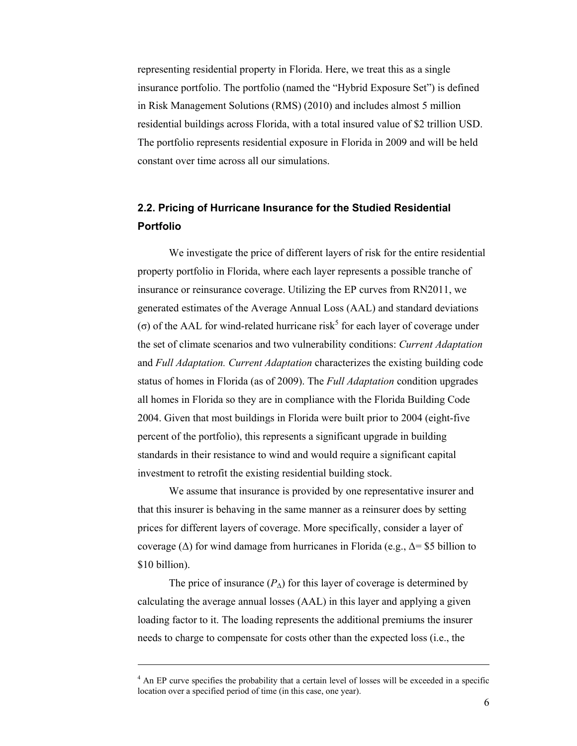representing residential property in Florida. Here, we treat this as a single insurance portfolio. The portfolio (named the "Hybrid Exposure Set") is defined in Risk Management Solutions (RMS) (2010) and includes almost 5 million residential buildings across Florida, with a total insured value of $2 trillion USD. The portfolio represents residential exposure in Florida in 2009 and will be held constant over time across all our simulations.

## 2.2. Pricing of Hurricane Insurance for the Studied Residential Portfolio

We investigate the price of different layers of risk for the entire residential property portfolio in Florida, where each layer represents a possible tranche of insurance or reinsurance coverage. Utilizing the EP curves from RN2011, we generated estimates of the Average Annual Loss (AAL) and standard deviations (σ) of the AAL for wind-related hurricane risk[5] for each layer of coverage under the set of climate scenarios and two vulnerability conditions: *Current Adaptation* and *Full Adaptation. Current Adaptation* characterizes the existing building code status of homes in Florida (as of 2009). The *Full Adaptation* condition upgrades all homes in Florida so they are in compliance with the Florida Building Code 2004. Given that most buildings in Florida were built prior to 2004 (eight-five percent of the portfolio), this represents a significant upgrade in building standards in their resistance to wind and would require a significant capital investment to retrofit the existing residential building stock.

We assume that insurance is provided by one representative insurer and that this insurer is behaving in the same manner as a reinsurer does by setting prices for different layers of coverage. More specifically, consider a layer of coverage (Δ) for wind damage from hurricanes in Florida (e.g., Δ= $5 billion to $10 billion).

The price of insurance ($P_{\Delta}$) for this layer of coverage is determined by calculating the average annual losses (AAL) in this layer and applying a given loading factor to it. The loading represents the additional premiums the insurer needs to charge to compensate for costs other than the expected loss (i.e., the

---

[4] An EP curve specifies the probability that a certain level of losses will be exceeded in a specific location over a specified period of time (in this case, one year).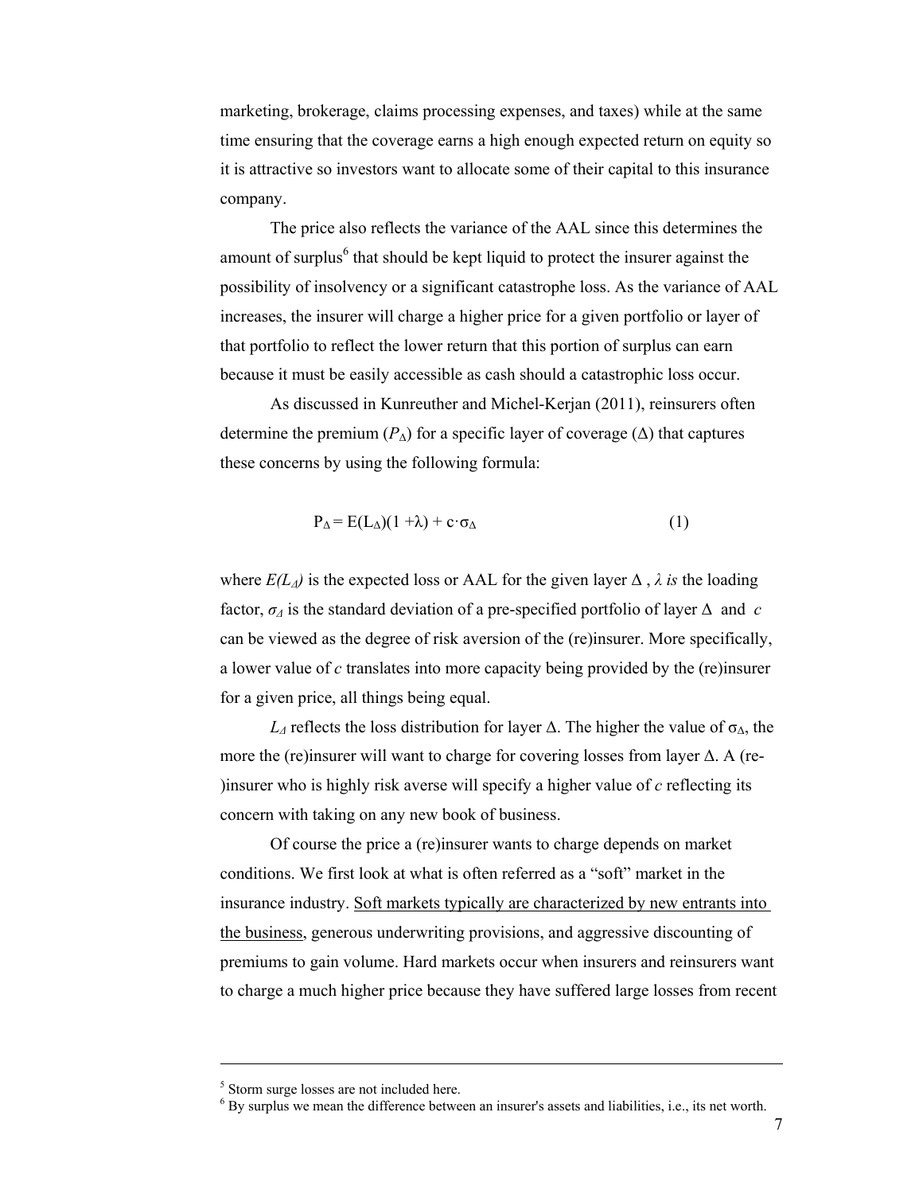marketing, brokerage, claims processing expenses, and taxes) while at the same time ensuring that the coverage earns a high enough expected return on equity so it is attractive so investors want to allocate some of their capital to this insurance company.

The price also reflects the variance of the AAL since this determines the amount of surplus[6] that should be kept liquid to protect the insurer against the possibility of insolvency or a significant catastrophe loss. As the variance of AAL increases, the insurer will charge a higher price for a given portfolio or layer of that portfolio to reflect the lower return that this portion of surplus can earn because it must be easily accessible as cash should a catastrophic loss occur.

As discussed in Kunreuther and Michel-Kerjan (2011), reinsurers often determine the premium ($P_\Delta$) for a specific layer of coverage ($\Delta$) that captures these concerns by using the following formula:

$$P_\Delta = E(L_\Delta)(1 + \lambda) + c \cdot \sigma_\Delta \tag{1}$$

where $E(L_\Delta)$ is the expected loss or AAL for the given layer $\Delta$ , $\lambda$ *is* the loading factor, $\sigma_\Delta$ is the standard deviation of a pre-specified portfolio of layer $\Delta$ and $c$ can be viewed as the degree of risk aversion of the (re)insurer. More specifically, a lower value of $c$ translates into more capacity being provided by the (re)insurer for a given price, all things being equal.

$L_\Delta$ reflects the loss distribution for layer $\Delta$. The higher the value of $\sigma_\Delta$, the more the (re)insurer will want to charge for covering losses from layer $\Delta$. A (re-)insurer who is highly risk averse will specify a higher value of $c$ reflecting its concern with taking on any new book of business.

Of course the price a (re)insurer wants to charge depends on market conditions. We first look at what is often referred as a "soft" market in the insurance industry. <u>Soft markets typically are characterized by new entrants into the business</u>, generous underwriting provisions, and aggressive discounting of premiums to gain volume. Hard markets occur when insurers and reinsurers want to charge a much higher price because they have suffered large losses from recent

---

[5] Storm surge losses are not included here.

[6] By surplus we mean the difference between an insurer's assets and liabilities, i.e., its net worth.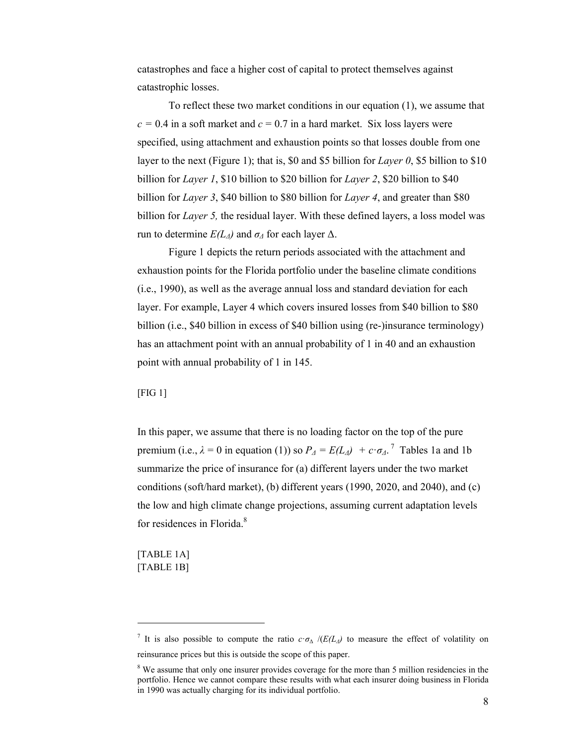catastrophes and face a higher cost of capital to protect themselves against catastrophic losses.

To reflect these two market conditions in our equation (1), we assume that $c = 0.4$ in a soft market and $c = 0.7$ in a hard market. Six loss layers were specified, using attachment and exhaustion points so that losses double from one layer to the next (Figure 1); that is, \$0 and \$5 billion for *Layer 0*, \$5 billion to \$10 billion for *Layer 1*, \$10 billion to \$20 billion for *Layer 2*, \$20 billion to \$40 billion for *Layer 3*, \$40 billion to \$80 billion for *Layer 4*, and greater than \$80 billion for *Layer 5,* the residual layer. With these defined layers, a loss model was run to determine $E(L_\Delta)$ and $\sigma_\Delta$ for each layer $\Delta$.

Figure 1 depicts the return periods associated with the attachment and exhaustion points for the Florida portfolio under the baseline climate conditions (i.e., 1990), as well as the average annual loss and standard deviation for each layer. For example, Layer 4 which covers insured losses from \$40 billion to \$80 billion (i.e., \$40 billion in excess of \$40 billion using (re-)insurance terminology) has an attachment point with an annual probability of 1 in 40 and an exhaustion point with annual probability of 1 in 145.

[FIG 1]

In this paper, we assume that there is no loading factor on the top of the pure premium (i.e., $\lambda = 0$ in equation (1)) so $P_\Delta = E(L_\Delta) + c \cdot \sigma_\Delta$.[7] Tables 1a and 1b summarize the price of insurance for (a) different layers under the two market conditions (soft/hard market), (b) different years (1990, 2020, and 2040), and (c) the low and high climate change projections, assuming current adaptation levels for residences in Florida.[8]

[TABLE 1A]
[TABLE 1B]

---

[7] It is also possible to compute the ratio $c \cdot \sigma_\Delta / (E(L_\Delta)$ to measure the effect of volatility on reinsurance prices but this is outside the scope of this paper.

[8] We assume that only one insurer provides coverage for the more than 5 million residencies in the portfolio. Hence we cannot compare these results with what each insurer doing business in Florida in 1990 was actually charging for its individual portfolio.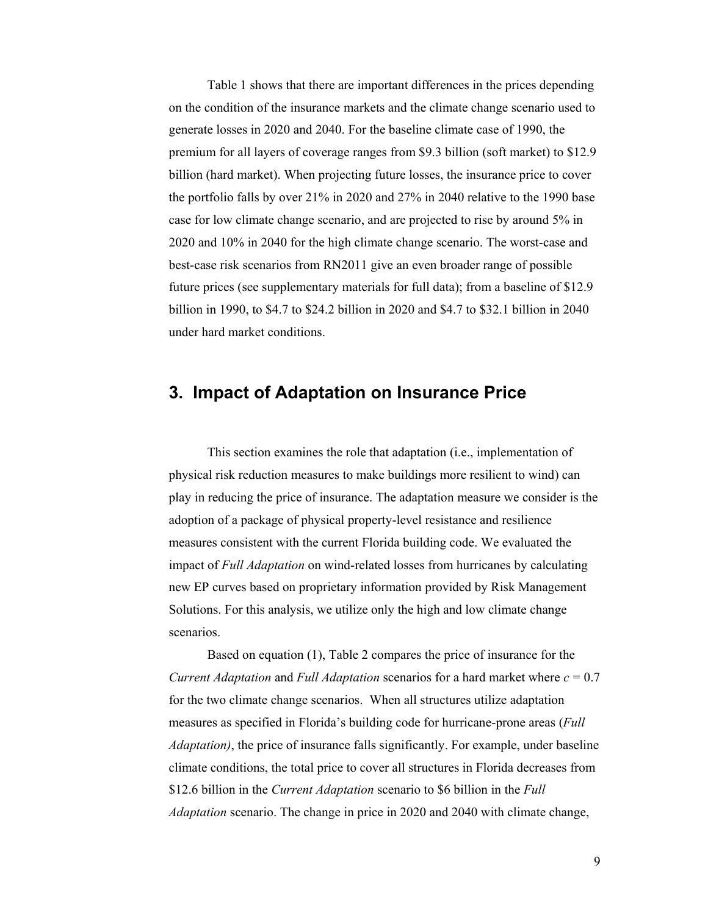Table 1 shows that there are important differences in the prices depending on the condition of the insurance markets and the climate change scenario used to generate losses in 2020 and 2040. For the baseline climate case of 1990, the premium for all layers of coverage ranges from \$9.3 billion (soft market) to \$12.9 billion (hard market). When projecting future losses, the insurance price to cover the portfolio falls by over 21% in 2020 and 27% in 2040 relative to the 1990 base case for low climate change scenario, and are projected to rise by around 5% in 2020 and 10% in 2040 for the high climate change scenario. The worst-case and best-case risk scenarios from RN2011 give an even broader range of possible future prices (see supplementary materials for full data); from a baseline of \$12.9 billion in 1990, to \$4.7 to \$24.2 billion in 2020 and \$4.7 to \$32.1 billion in 2040 under hard market conditions.

## 3. Impact of Adaptation on Insurance Price

This section examines the role that adaptation (i.e., implementation of physical risk reduction measures to make buildings more resilient to wind) can play in reducing the price of insurance. The adaptation measure we consider is the adoption of a package of physical property-level resistance and resilience measures consistent with the current Florida building code. We evaluated the impact of *Full Adaptation* on wind-related losses from hurricanes by calculating new EP curves based on proprietary information provided by Risk Management Solutions. For this analysis, we utilize only the high and low climate change scenarios.

Based on equation (1), Table 2 compares the price of insurance for the *Current Adaptation* and *Full Adaptation* scenarios for a hard market where $c = 0.7$ for the two climate change scenarios. When all structures utilize adaptation measures as specified in Florida's building code for hurricane-prone areas (*Full Adaptation)*, the price of insurance falls significantly. For example, under baseline climate conditions, the total price to cover all structures in Florida decreases from \$12.6 billion in the *Current Adaptation* scenario to \$6 billion in the *Full Adaptation* scenario. The change in price in 2020 and 2040 with climate change,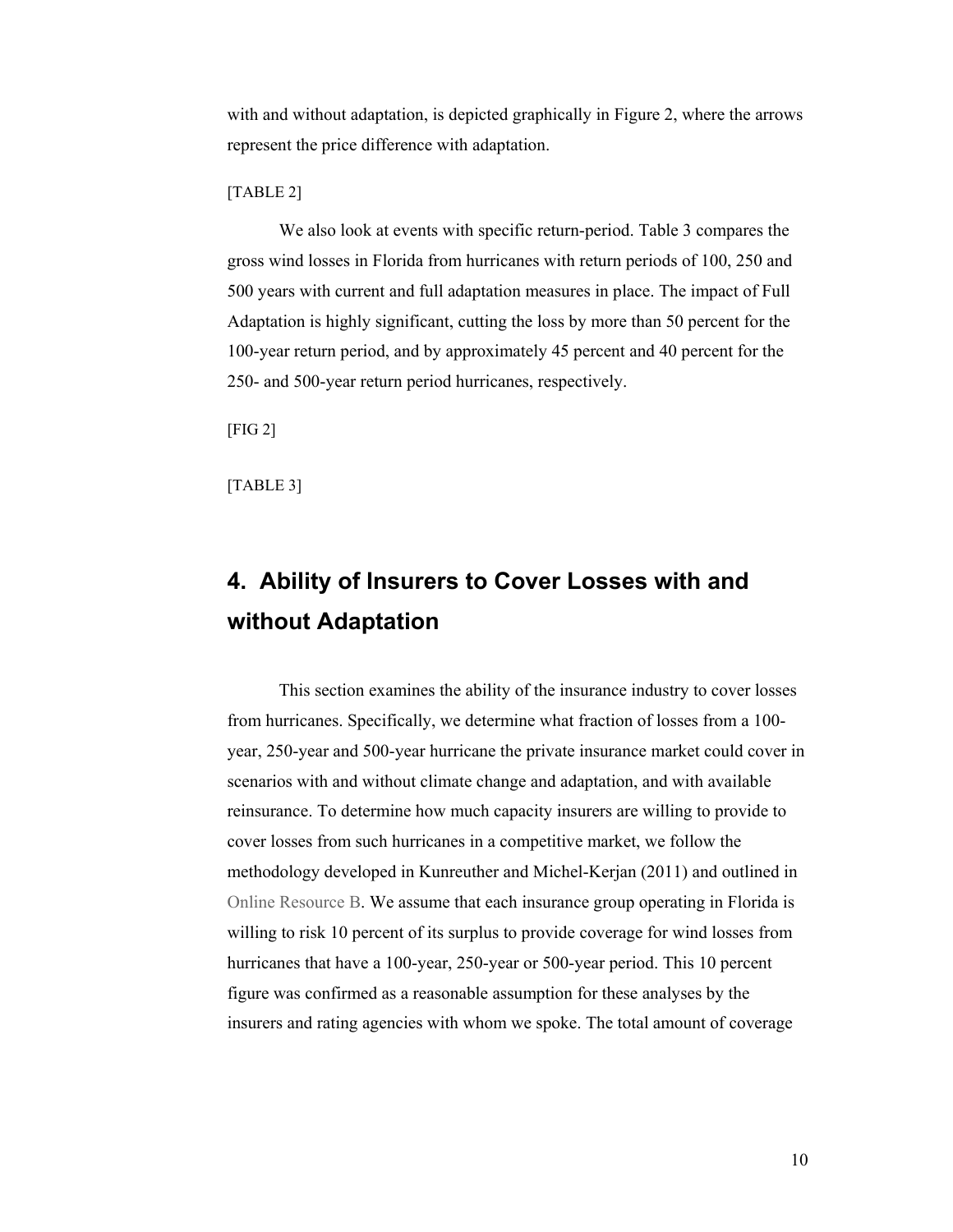with and without adaptation, is depicted graphically in Figure 2, where the arrows represent the price difference with adaptation.

[TABLE 2]

We also look at events with specific return-period. Table 3 compares the gross wind losses in Florida from hurricanes with return periods of 100, 250 and 500 years with current and full adaptation measures in place. The impact of Full Adaptation is highly significant, cutting the loss by more than 50 percent for the 100-year return period, and by approximately 45 percent and 40 percent for the 250- and 500-year return period hurricanes, respectively.

[FIG 2]

[TABLE 3]

## 4. Ability of Insurers to Cover Losses with and without Adaptation

This section examines the ability of the insurance industry to cover losses from hurricanes. Specifically, we determine what fraction of losses from a 100-year, 250-year and 500-year hurricane the private insurance market could cover in scenarios with and without climate change and adaptation, and with available reinsurance. To determine how much capacity insurers are willing to provide to cover losses from such hurricanes in a competitive market, we follow the methodology developed in Kunreuther and Michel-Kerjan (2011) and outlined in Online Resource B. We assume that each insurance group operating in Florida is willing to risk 10 percent of its surplus to provide coverage for wind losses from hurricanes that have a 100-year, 250-year or 500-year period. This 10 percent figure was confirmed as a reasonable assumption for these analyses by the insurers and rating agencies with whom we spoke. The total amount of coverage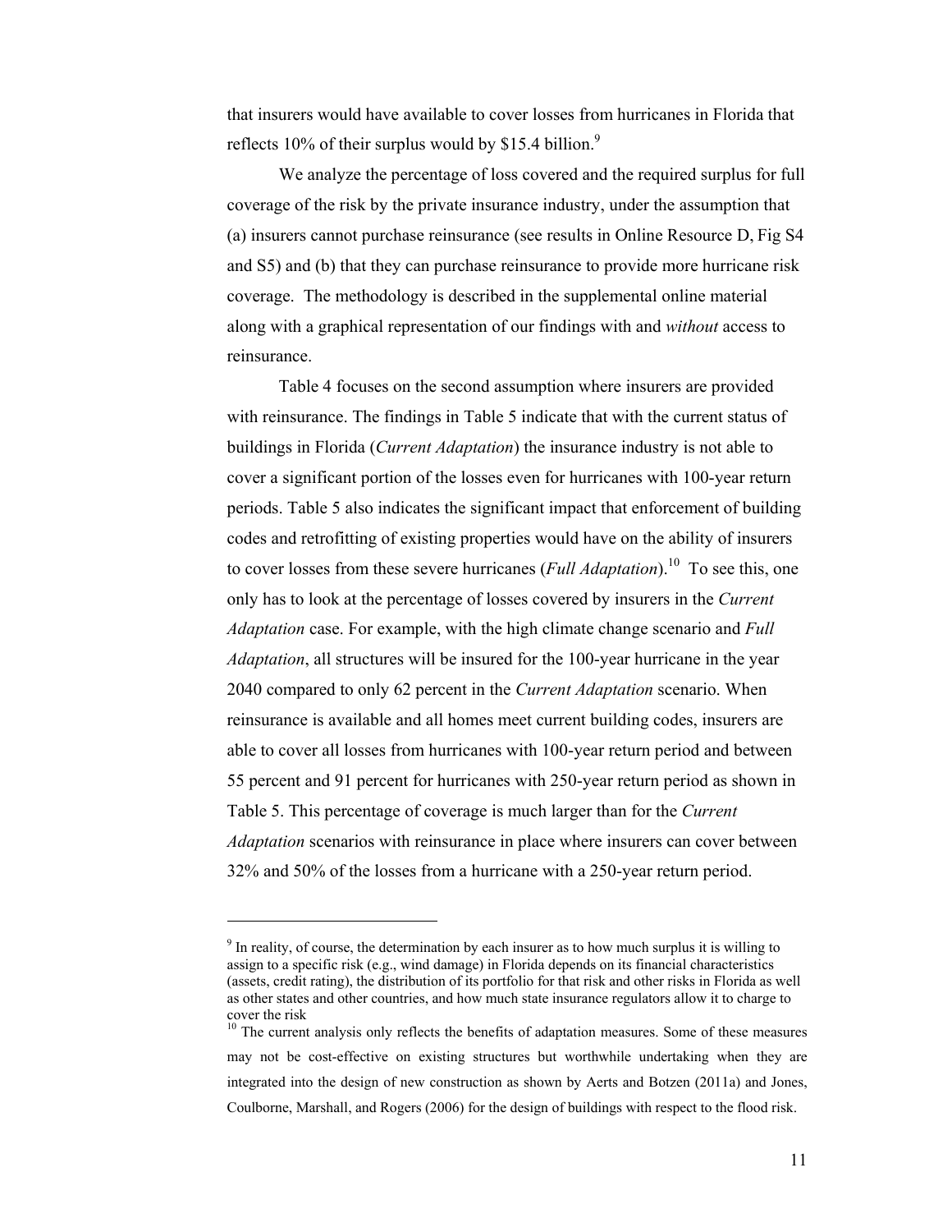that insurers would have available to cover losses from hurricanes in Florida that reflects 10% of their surplus would by $15.4 billion.[9]

We analyze the percentage of loss covered and the required surplus for full coverage of the risk by the private insurance industry, under the assumption that (a) insurers cannot purchase reinsurance (see results in Online Resource D, Fig S4 and S5) and (b) that they can purchase reinsurance to provide more hurricane risk coverage. The methodology is described in the supplemental online material along with a graphical representation of our findings with and *without* access to reinsurance.

Table 4 focuses on the second assumption where insurers are provided with reinsurance. The findings in Table 5 indicate that with the current status of buildings in Florida (*Current Adaptation*) the insurance industry is not able to cover a significant portion of the losses even for hurricanes with 100-year return periods. Table 5 also indicates the significant impact that enforcement of building codes and retrofitting of existing properties would have on the ability of insurers to cover losses from these severe hurricanes (*Full Adaptation*).[10] To see this, one only has to look at the percentage of losses covered by insurers in the *Current Adaptation* case. For example, with the high climate change scenario and *Full Adaptation*, all structures will be insured for the 100-year hurricane in the year 2040 compared to only 62 percent in the *Current Adaptation* scenario. When reinsurance is available and all homes meet current building codes, insurers are able to cover all losses from hurricanes with 100-year return period and between 55 percent and 91 percent for hurricanes with 250-year return period as shown in Table 5. This percentage of coverage is much larger than for the *Current Adaptation* scenarios with reinsurance in place where insurers can cover between 32% and 50% of the losses from a hurricane with a 250-year return period.

---

[9] In reality, of course, the determination by each insurer as to how much surplus it is willing to assign to a specific risk (e.g., wind damage) in Florida depends on its financial characteristics (assets, credit rating), the distribution of its portfolio for that risk and other risks in Florida as well as other states and other countries, and how much state insurance regulators allow it to charge to cover the risk

[10] The current analysis only reflects the benefits of adaptation measures. Some of these measures may not be cost-effective on existing structures but worthwhile undertaking when they are integrated into the design of new construction as shown by Aerts and Botzen (2011a) and Jones, Coulborne, Marshall, and Rogers (2006) for the design of buildings with respect to the flood risk.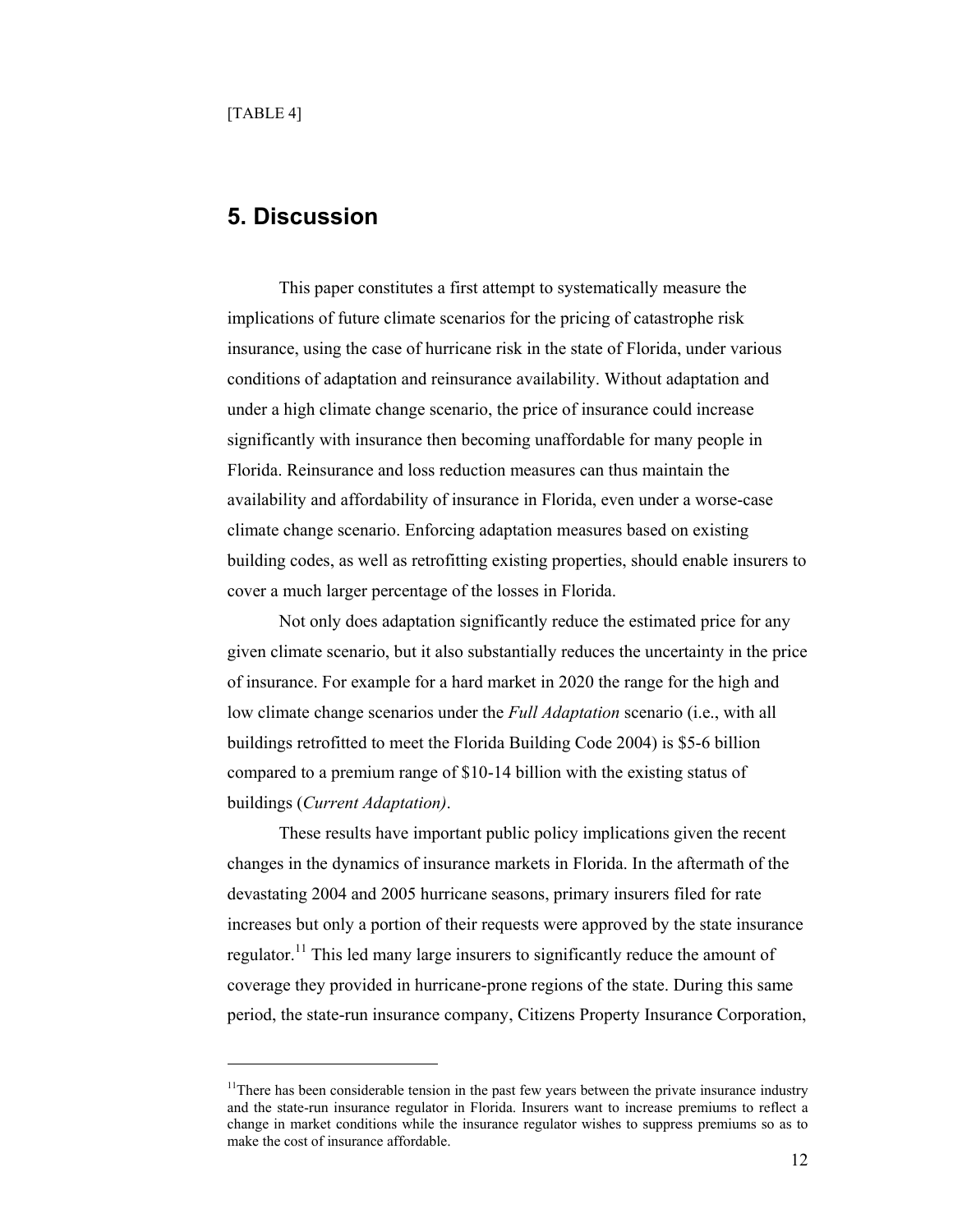[TABLE 4]

## 5. Discussion

This paper constitutes a first attempt to systematically measure the implications of future climate scenarios for the pricing of catastrophe risk insurance, using the case of hurricane risk in the state of Florida, under various conditions of adaptation and reinsurance availability. Without adaptation and under a high climate change scenario, the price of insurance could increase significantly with insurance then becoming unaffordable for many people in Florida. Reinsurance and loss reduction measures can thus maintain the availability and affordability of insurance in Florida, even under a worse-case climate change scenario. Enforcing adaptation measures based on existing building codes, as well as retrofitting existing properties, should enable insurers to cover a much larger percentage of the losses in Florida.

Not only does adaptation significantly reduce the estimated price for any given climate scenario, but it also substantially reduces the uncertainty in the price of insurance. For example for a hard market in 2020 the range for the high and low climate change scenarios under the *Full Adaptation* scenario (i.e., with all buildings retrofitted to meet the Florida Building Code 2004) is \$5-6 billion compared to a premium range of \$10-14 billion with the existing status of buildings (*Current Adaptation)*.

These results have important public policy implications given the recent changes in the dynamics of insurance markets in Florida. In the aftermath of the devastating 2004 and 2005 hurricane seasons, primary insurers filed for rate increases but only a portion of their requests were approved by the state insurance regulator.[11] This led many large insurers to significantly reduce the amount of coverage they provided in hurricane-prone regions of the state. During this same period, the state-run insurance company, Citizens Property Insurance Corporation,

[11] There has been considerable tension in the past few years between the private insurance industry and the state-run insurance regulator in Florida. Insurers want to increase premiums to reflect a change in market conditions while the insurance regulator wishes to suppress premiums so as to make the cost of insurance affordable.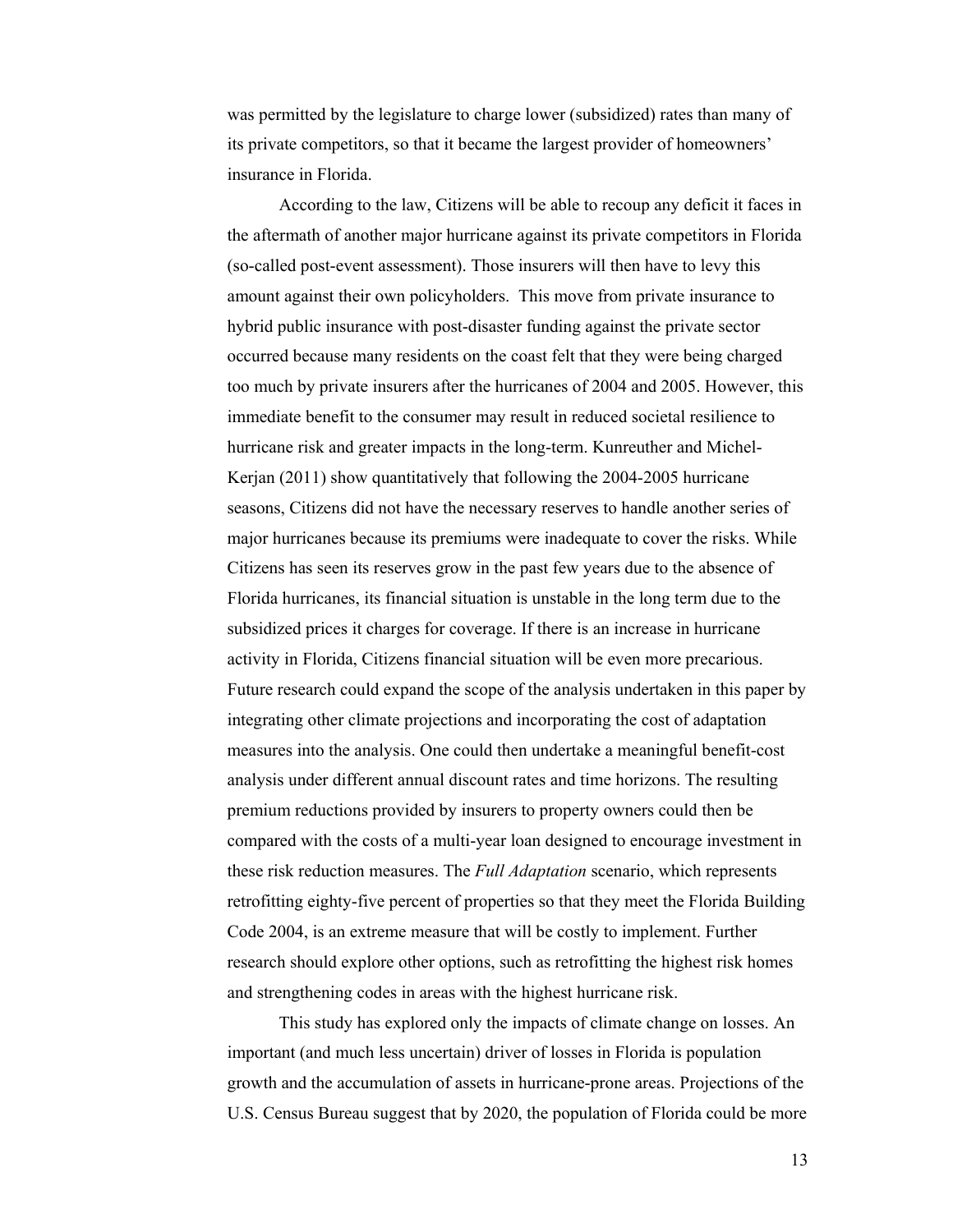was permitted by the legislature to charge lower (subsidized) rates than many of its private competitors, so that it became the largest provider of homeowners' insurance in Florida.

According to the law, Citizens will be able to recoup any deficit it faces in the aftermath of another major hurricane against its private competitors in Florida (so-called post-event assessment). Those insurers will then have to levy this amount against their own policyholders. This move from private insurance to hybrid public insurance with post-disaster funding against the private sector occurred because many residents on the coast felt that they were being charged too much by private insurers after the hurricanes of 2004 and 2005. However, this immediate benefit to the consumer may result in reduced societal resilience to hurricane risk and greater impacts in the long-term. Kunreuther and Michel-Kerjan (2011) show quantitatively that following the 2004-2005 hurricane seasons, Citizens did not have the necessary reserves to handle another series of major hurricanes because its premiums were inadequate to cover the risks. While Citizens has seen its reserves grow in the past few years due to the absence of Florida hurricanes, its financial situation is unstable in the long term due to the subsidized prices it charges for coverage. If there is an increase in hurricane activity in Florida, Citizens financial situation will be even more precarious. Future research could expand the scope of the analysis undertaken in this paper by integrating other climate projections and incorporating the cost of adaptation measures into the analysis. One could then undertake a meaningful benefit-cost analysis under different annual discount rates and time horizons. The resulting premium reductions provided by insurers to property owners could then be compared with the costs of a multi-year loan designed to encourage investment in these risk reduction measures. The *Full Adaptation* scenario, which represents retrofitting eighty-five percent of properties so that they meet the Florida Building Code 2004, is an extreme measure that will be costly to implement. Further research should explore other options, such as retrofitting the highest risk homes and strengthening codes in areas with the highest hurricane risk.

This study has explored only the impacts of climate change on losses. An important (and much less uncertain) driver of losses in Florida is population growth and the accumulation of assets in hurricane-prone areas. Projections of the U.S. Census Bureau suggest that by 2020, the population of Florida could be more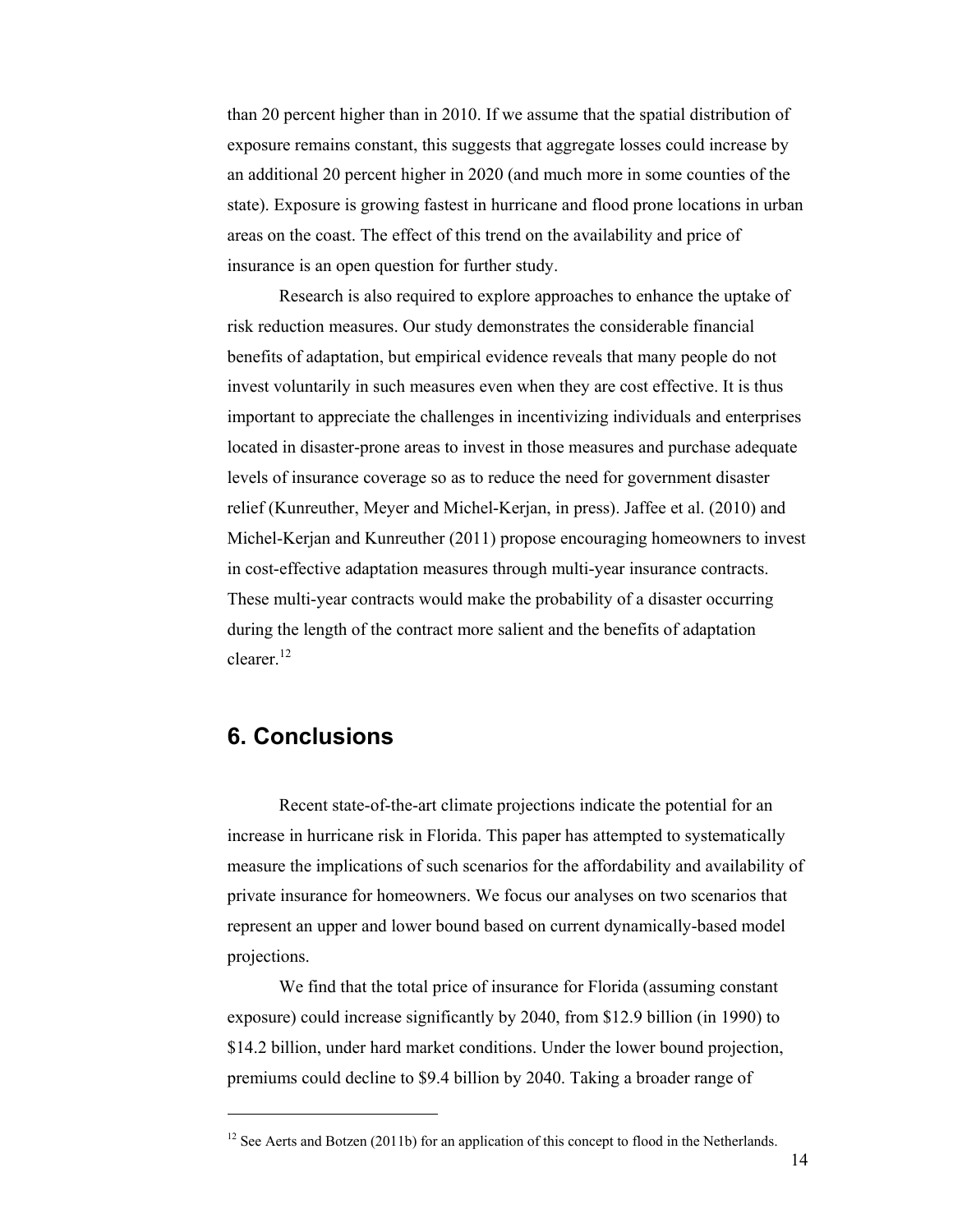than 20 percent higher than in 2010. If we assume that the spatial distribution of exposure remains constant, this suggests that aggregate losses could increase by an additional 20 percent higher in 2020 (and much more in some counties of the state). Exposure is growing fastest in hurricane and flood prone locations in urban areas on the coast. The effect of this trend on the availability and price of insurance is an open question for further study.

Research is also required to explore approaches to enhance the uptake of risk reduction measures. Our study demonstrates the considerable financial benefits of adaptation, but empirical evidence reveals that many people do not invest voluntarily in such measures even when they are cost effective. It is thus important to appreciate the challenges in incentivizing individuals and enterprises located in disaster-prone areas to invest in those measures and purchase adequate levels of insurance coverage so as to reduce the need for government disaster relief (Kunreuther, Meyer and Michel-Kerjan, in press). Jaffee et al. (2010) and Michel-Kerjan and Kunreuther (2011) propose encouraging homeowners to invest in cost-effective adaptation measures through multi-year insurance contracts. These multi-year contracts would make the probability of a disaster occurring during the length of the contract more salient and the benefits of adaptation clearer.[12]

## 6. Conclusions

Recent state-of-the-art climate projections indicate the potential for an increase in hurricane risk in Florida. This paper has attempted to systematically measure the implications of such scenarios for the affordability and availability of private insurance for homeowners. We focus our analyses on two scenarios that represent an upper and lower bound based on current dynamically-based model projections.

We find that the total price of insurance for Florida (assuming constant exposure) could increase significantly by 2040, from \$12.9 billion (in 1990) to \$14.2 billion, under hard market conditions. Under the lower bound projection, premiums could decline to \$9.4 billion by 2040. Taking a broader range of

[12] See Aerts and Botzen (2011b) for an application of this concept to flood in the Netherlands.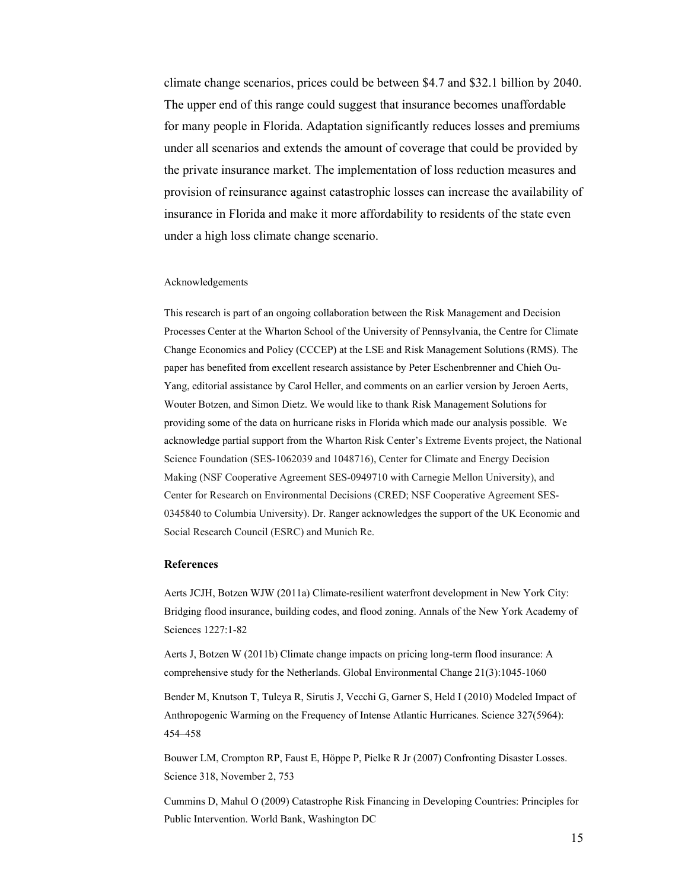climate change scenarios, prices could be between $4.7 and $32.1 billion by 2040. The upper end of this range could suggest that insurance becomes unaffordable for many people in Florida. Adaptation significantly reduces losses and premiums under all scenarios and extends the amount of coverage that could be provided by the private insurance market. The implementation of loss reduction measures and provision of reinsurance against catastrophic losses can increase the availability of insurance in Florida and make it more affordability to residents of the state even under a high loss climate change scenario.

Acknowledgements

This research is part of an ongoing collaboration between the Risk Management and Decision Processes Center at the Wharton School of the University of Pennsylvania, the Centre for Climate Change Economics and Policy (CCCEP) at the LSE and Risk Management Solutions (RMS). The paper has benefited from excellent research assistance by Peter Eschenbrenner and Chieh Ou-Yang, editorial assistance by Carol Heller, and comments on an earlier version by Jeroen Aerts, Wouter Botzen, and Simon Dietz. We would like to thank Risk Management Solutions for providing some of the data on hurricane risks in Florida which made our analysis possible. We acknowledge partial support from the Wharton Risk Center's Extreme Events project, the National Science Foundation (SES-1062039 and 1048716), Center for Climate and Energy Decision Making (NSF Cooperative Agreement SES-0949710 with Carnegie Mellon University), and Center for Research on Environmental Decisions (CRED; NSF Cooperative Agreement SES-0345840 to Columbia University). Dr. Ranger acknowledges the support of the UK Economic and Social Research Council (ESRC) and Munich Re.

## References

Aerts JCJH, Botzen WJW (2011a) Climate-resilient waterfront development in New York City: Bridging flood insurance, building codes, and flood zoning. Annals of the New York Academy of Sciences 1227:1-82

Aerts J, Botzen W (2011b) Climate change impacts on pricing long-term flood insurance: A comprehensive study for the Netherlands. Global Environmental Change 21(3):1045-1060

Bender M, Knutson T, Tuleya R, Sirutis J, Vecchi G, Garner S, Held I (2010) Modeled Impact of Anthropogenic Warming on the Frequency of Intense Atlantic Hurricanes. Science 327(5964): 454–458

Bouwer LM, Crompton RP, Faust E, Höppe P, Pielke R Jr (2007) Confronting Disaster Losses. Science 318, November 2, 753

Cummins D, Mahul O (2009) Catastrophe Risk Financing in Developing Countries: Principles for Public Intervention. World Bank, Washington DC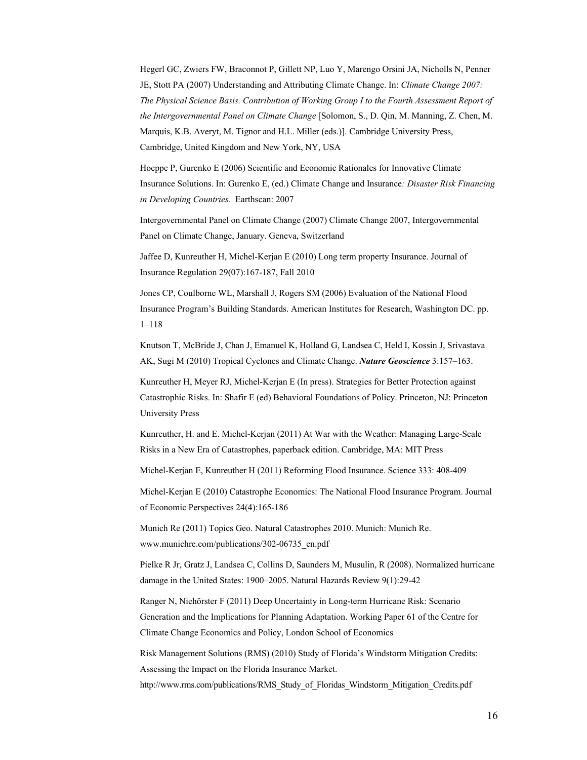Hegerl GC, Zwiers FW, Braconnot P, Gillett NP, Luo Y, Marengo Orsini JA, Nicholls N, Penner JE, Stott PA (2007) Understanding and Attributing Climate Change. In: *Climate Change 2007: The Physical Science Basis. Contribution of Working Group I to the Fourth Assessment Report of the Intergovernmental Panel on Climate Change* [Solomon, S., D. Qin, M. Manning, Z. Chen, M. Marquis, K.B. Averyt, M. Tignor and H.L. Miller (eds.)]. Cambridge University Press, Cambridge, United Kingdom and New York, NY, USA

Hoeppe P, Gurenko E (2006) Scientific and Economic Rationales for Innovative Climate Insurance Solutions. In: Gurenko E, (ed.) Climate Change and Insurance*: Disaster Risk Financing in Developing Countries.* Earthscan: 2007

Intergovernmental Panel on Climate Change (2007) Climate Change 2007, Intergovernmental Panel on Climate Change, January. Geneva, Switzerland

Jaffee D, Kunreuther H, Michel-Kerjan E (2010) Long term property Insurance. Journal of Insurance Regulation 29(07):167-187, Fall 2010

Jones CP, Coulborne WL, Marshall J, Rogers SM (2006) Evaluation of the National Flood Insurance Program's Building Standards. American Institutes for Research, Washington DC. pp. 1–118

Knutson T, McBride J, Chan J, Emanuel K, Holland G, Landsea C, Held I, Kossin J, Srivastava AK, Sugi M (2010) Tropical Cyclones and Climate Change. ***Nature Geoscience*** 3:157–163.

Kunreuther H, Meyer RJ, Michel-Kerjan E (In press). Strategies for Better Protection against Catastrophic Risks. In: Shafir E (ed) Behavioral Foundations of Policy. Princeton, NJ: Princeton University Press

Kunreuther, H. and E. Michel-Kerjan (2011) At War with the Weather: Managing Large-Scale Risks in a New Era of Catastrophes, paperback edition. Cambridge, MA: MIT Press

Michel-Kerjan E, Kunreuther H (2011) Reforming Flood Insurance. Science 333: 408-409

Michel-Kerjan E (2010) Catastrophe Economics: The National Flood Insurance Program. Journal of Economic Perspectives 24(4):165-186

Munich Re (2011) Topics Geo. Natural Catastrophes 2010. Munich: Munich Re. www.munichre.com/publications/302-06735_en.pdf

Pielke R Jr, Gratz J, Landsea C, Collins D, Saunders M, Musulin, R (2008). Normalized hurricane damage in the United States: 1900–2005. Natural Hazards Review 9(1):29-42

Ranger N, Niehörster F (2011) Deep Uncertainty in Long-term Hurricane Risk: Scenario Generation and the Implications for Planning Adaptation. Working Paper 61 of the Centre for Climate Change Economics and Policy, London School of Economics

Risk Management Solutions (RMS) (2010) Study of Florida's Windstorm Mitigation Credits: Assessing the Impact on the Florida Insurance Market. http://www.rms.com/publications/RMS_Study_of_Floridas_Windstorm_Mitigation_Credits.pdf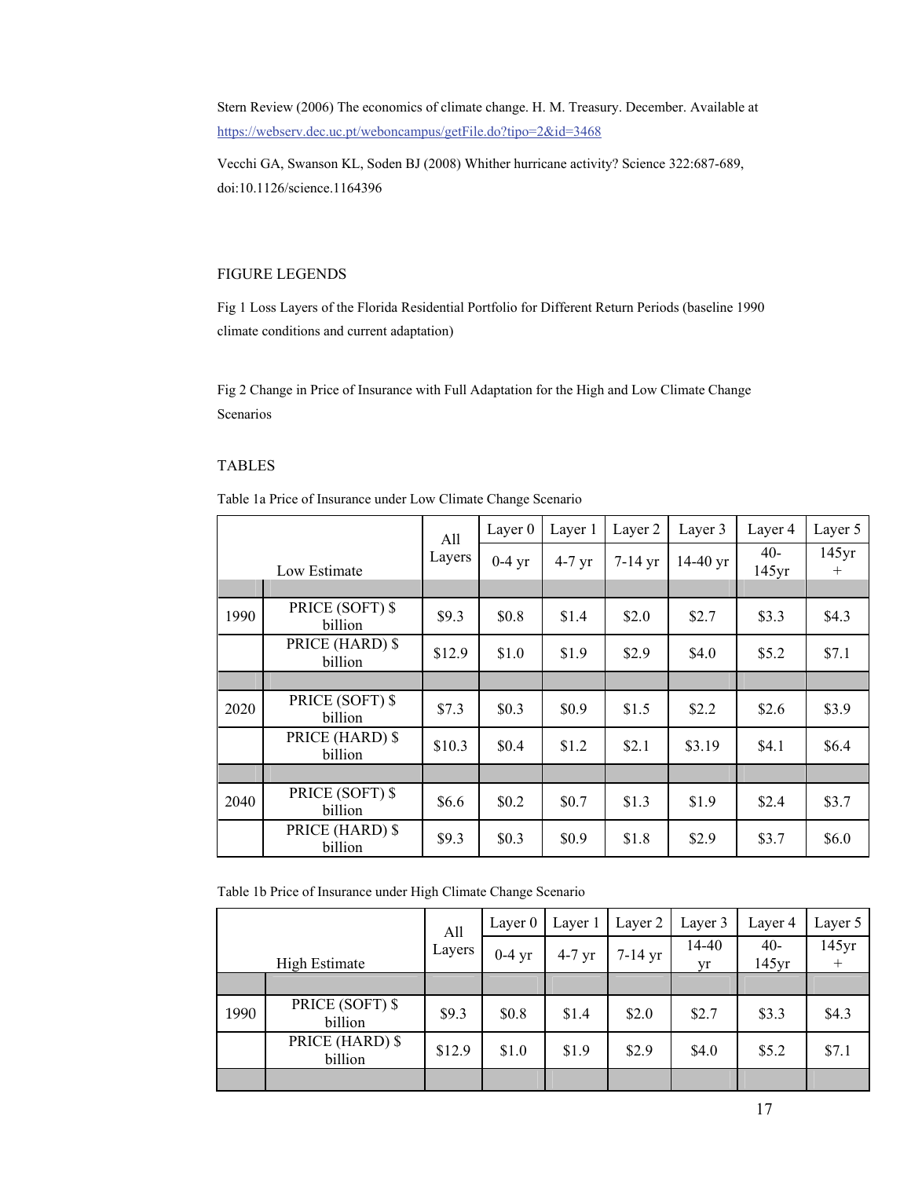Stern Review (2006) The economics of climate change. H. M. Treasury. December. Available at https://webserv.dec.uc.pt/weboncampus/getFile.do?tipo=2&id=3468

Vecchi GA, Swanson KL, Soden BJ (2008) Whither hurricane activity? Science 322:687-689, doi:10.1126/science.1164396

FIGURE LEGENDS

Fig 1 Loss Layers of the Florida Residential Portfolio for Different Return Periods (baseline 1990 climate conditions and current adaptation)

Fig 2 Change in Price of Insurance with Full Adaptation for the High and Low Climate Change Scenarios

TABLES

Table 1a Price of Insurance under Low Climate Change Scenario

| Low Estimate | | All Layers | Layer 0 | Layer 1 | Layer 2 | Layer 3 | Layer 4 | Layer 5 |
|---|---|---|---|---|---|---|---|---|
| | | | 0-4 yr | 4-7 yr | 7-14 yr | 14-40 yr | 40-145yr | 145yr + |
| | | | | | | | | |
| 1990 | PRICE (SOFT) $ billion | $9.3 | $0.8 | $1.4 | $2.0 | $2.7 | $3.3 | $4.3 |
| | PRICE (HARD) $ billion | $12.9 | $1.0 | $1.9 | $2.9 | $4.0 | $5.2 | $7.1 |
| | | | | | | | | |
| 2020 | PRICE (SOFT) $ billion | $7.3 | $0.3 | $0.9 | $1.5 | $2.2 | $2.6 | $3.9 |
| | PRICE (HARD) $ billion | $10.3 | $0.4 | $1.2 | $2.1 | $3.19 | $4.1 | $6.4 |
| | | | | | | | | |
| 2040 | PRICE (SOFT) $ billion | $6.6 | $0.2 | $0.7 | $1.3 | $1.9 | $2.4 | $3.7 |
| | PRICE (HARD) $ billion | $9.3 | $0.3 | $0.9 | $1.8 | $2.9 | $3.7 | $6.0 |

Table 1b Price of Insurance under High Climate Change Scenario

| High Estimate | | All Layers | Layer 0 | Layer 1 | Layer 2 | Layer 3 | Layer 4 | Layer 5 |
|---|---|---|---|---|---|---|---|---|
| | | | 0-4 yr | 4-7 yr | 7-14 yr | 14-40 yr | 40-145yr | 145yr + |
| | | | | | | | | |
| 1990 | PRICE (SOFT) $ billion | $9.3 | $0.8 | $1.4 | $2.0 | $2.7 | $3.3 | $4.3 |
| | PRICE (HARD) $ billion | $12.9 | $1.0 | $1.9 | $2.9 | $4.0 | $5.2 | $7.1 |
| | | | | | | | | |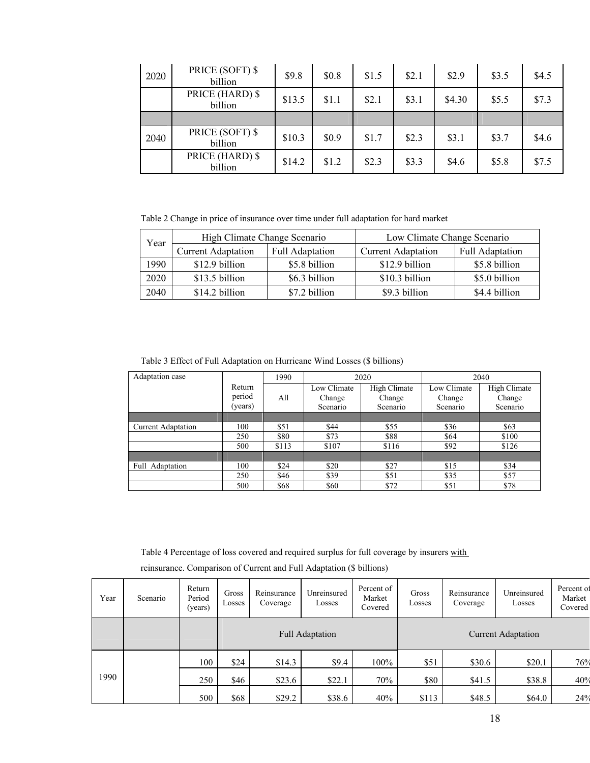| | | | | | | | | |
|---|---|---|---|---|---|---|---|---|
| 2020 | PRICE (SOFT) $ billion | $9.8 | $0.8 | $1.5 | $2.1 | $2.9 | $3.5 | $4.5 |
| | PRICE (HARD) $ billion | $13.5 | $1.1 | $2.1 | $3.1 | $4.30 | $5.5 | $7.3 |
| | | | | | | | | |
| 2040 | PRICE (SOFT) $ billion | $10.3 | $0.9 | $1.7 | $2.3 | $3.1 | $3.7 | $4.6 |
| | PRICE (HARD) $ billion | $14.2 | $1.2 | $2.3 | $3.3 | $4.6 | $5.8 | $7.5 |

Table 2 Change in price of insurance over time under full adaptation for hard market

| Year | High Climate Change Scenario | | Low Climate Change Scenario | |
|---|---|---|---|---|
| | Current Adaptation | Full Adaptation | Current Adaptation | Full Adaptation |
| 1990 | $12.9 billion | $5.8 billion | $12.9 billion | $5.8 billion |
| 2020 | $13.5 billion | $6.3 billion | $10.3 billion | $5.0 billion |
| 2040 | $14.2 billion | $7.2 billion | $9.3 billion | $4.4 billion |

Table 3 Effect of Full Adaptation on Hurricane Wind Losses ($ billions)

| Adaptation case | Return period (years) | 1990 | 2020 | | 2040 | |
|---|---|---|---|---|---|---|
| | | All | Low Climate Change Scenario | High Climate Change Scenario | Low Climate Change Scenario | High Climate Change Scenario |
| | | | | | | |
| Current Adaptation | 100 | $51 | $44 | $55 | $36 | $63 |
| | 250 | $80 | $73 | $88 | $64 | $100 |
| | 500 | $113 | $107 | $116 | $92 | $126 |
| | | | | | | |
| Full Adaptation | 100 | $24 | $20 | $27 | $15 | $34 |
| | 250 | $46 | $39 | $51 | $35 | $57 |
| | 500 | $68 | $60 | $72 | $51 | $78 |

Table 4 Percentage of loss covered and required surplus for full coverage by insurers with reinsurance. Comparison of Current and Full Adaptation ($ billions)

| Year | Scenario | Return Period (years) | Gross Losses | Reinsurance Coverage | Unreinsured Losses | Percent of Market Covered | Gross Losses | Reinsurance Coverage | Unreinsured Losses | Percent of Market Covered |
|---|---|---|---|---|---|---|---|---|---|---|
| | | | Full Adaptation | | | | Current Adaptation | | | |
| 1990 | | 100 | $24 | $14.3 | $9.4 | 100% | $51 | $30.6 | $20.1 | 76% |
| | | 250 | $46 | $23.6 | $22.1 | 70% | $80 | $41.5 | $38.8 | 40% |
| | | 500 | $68 | $29.2 | $38.6 | 40% | $113 | $48.5 | $64.0 | 24% |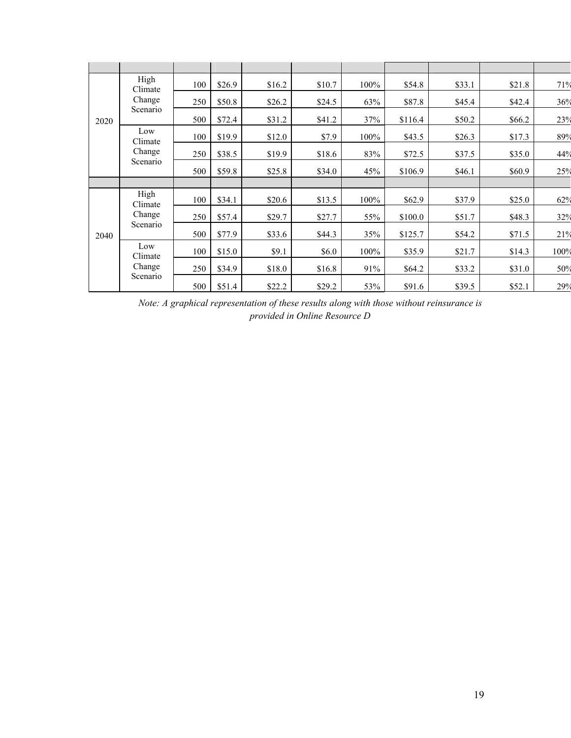| | | | | | | | | | | |
|---|---|---|---|---|---|---|---|---|---|---|
| | | | | | | | | | | |
| 2020 | High Climate Change Scenario | 100 | $26.9 | $16.2 | $10.7 | 100% | $54.8 | $33.1 | $21.8 | 71% |
| | | 250 | $50.8 | $26.2 | $24.5 | 63% | $87.8 | $45.4 | $42.4 | 36% |
| | | 500 | $72.4 | $31.2 | $41.2 | 37% | $116.4 | $50.2 | $66.2 | 23% |
| | Low Climate Change Scenario | 100 | $19.9 | $12.0 | $7.9 | 100% | $43.5 | $26.3 | $17.3 | 89% |
| | | 250 | $38.5 | $19.9 | $18.6 | 83% | $72.5 | $37.5 | $35.0 | 44% |
| | | 500 | $59.8 | $25.8 | $34.0 | 45% | $106.9 | $46.1 | $60.9 | 25% |
| | | | | | | | | | | |
| 2040 | High Climate Change Scenario | 100 | $34.1 | $20.6 | $13.5 | 100% | $62.9 | $37.9 | $25.0 | 62% |
| | | 250 | $57.4 | $29.7 | $27.7 | 55% | $100.0 | $51.7 | $48.3 | 32% |
| | | 500 | $77.9 | $33.6 | $44.3 | 35% | $125.7 | $54.2 | $71.5 | 21% |
| | Low Climate Change Scenario | 100 | $15.0 | $9.1 | $6.0 | 100% | $35.9 | $21.7 | $14.3 | 100% |
| | | 250 | $34.9 | $18.0 | $16.8 | 91% | $64.2 | $33.2 | $31.0 | 50% |
| | | 500 | $51.4 | $22.2 | $29.2 | 53% | $91.6 | $39.5 | $52.1 | 29% |

*Note: A graphical representation of these results along with those without reinsurance is provided in Online Resource D*